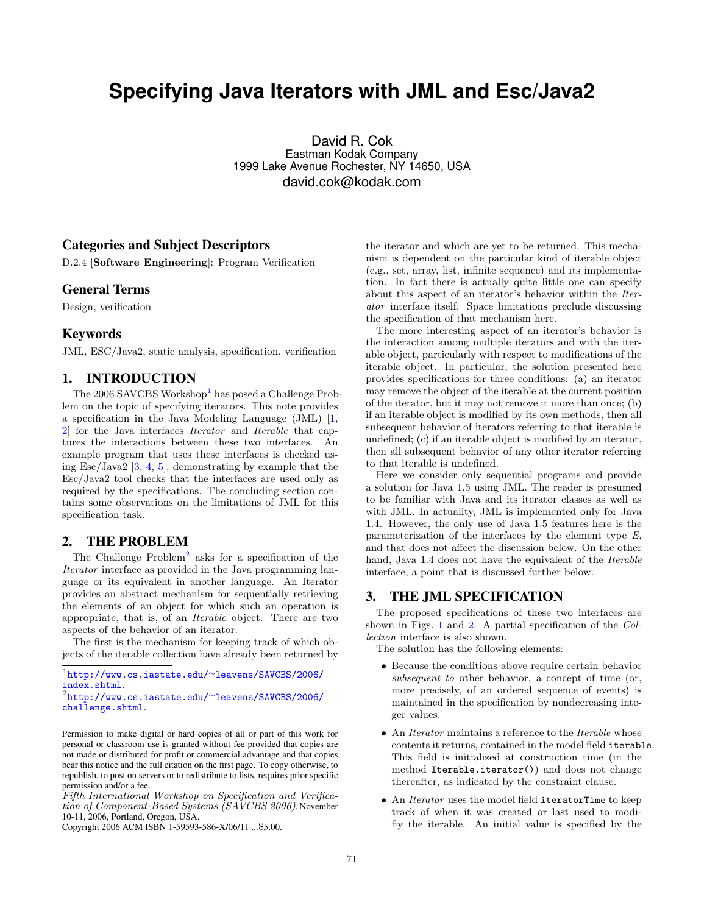# Specifying Java Iterators with JML and Esc/Java2

David R. Cok
Eastman Kodak Company
1999 Lake Avenue Rochester, NY 14650, USA
david.cok@kodak.com

## Categories and Subject Descriptors

D.2.4 [**Software Engineering**]: Program Verification

## General Terms

Design, verification

## Keywords

JML, ESC/Java2, static analysis, specification, verification

## 1. INTRODUCTION

The 2006 SAVCBS Workshop[1] has posed a Challenge Problem on the topic of specifying iterators. This note provides a specification in the Java Modeling Language (JML) [1, 2] for the Java interfaces *Iterator* and *Iterable* that captures the interactions between these two interfaces. An example program that uses these interfaces is checked using Esc/Java2 [3, 4, 5], demonstrating by example that the Esc/Java2 tool checks that the interfaces are used only as required by the specifications. The concluding section contains some observations on the limitations of JML for this specification task.

## 2. THE PROBLEM

The Challenge Problem[2] asks for a specification of the *Iterator* interface as provided in the Java programming language or its equivalent in another language. An Iterator provides an abstract mechanism for sequentially retrieving the elements of an object for which such an operation is appropriate, that is, of an *Iterable* object. There are two aspects of the behavior of an iterator.

The first is the mechanism for keeping track of which objects of the iterable collection have already been returned by the iterator and which are yet to be returned. This mechanism is dependent on the particular kind of iterable object (e.g., set, array, list, infinite sequence) and its implementation. In fact there is actually quite little one can specify about this aspect of an iterator's behavior within the *Iterator* interface itself. Space limitations preclude discussing the specification of that mechanism here.

The more interesting aspect of an iterator's behavior is the interaction among multiple iterators and with the iterable object, particularly with respect to modifications of the iterable object. In particular, the solution presented here provides specifications for three conditions: (a) an iterator may remove the object of the iterable at the current position of the iterator, but it may not remove it more than once; (b) if an iterable object is modified by its own methods, then all subsequent behavior of iterators referring to that iterable is undefined; (c) if an iterable object is modified by an iterator, then all subsequent behavior of any other iterator referring to that iterable is undefined.

Here we consider only sequential programs and provide a solution for Java 1.5 using JML. The reader is presumed to be familiar with Java and its iterator classes as well as with JML. In actuality, JML is implemented only for Java 1.4. However, the only use of Java 1.5 features here is the parameterization of the interfaces by the element type *E*, and that does not affect the discussion below. On the other hand, Java 1.4 does not have the equivalent of the *Iterable* interface, a point that is discussed further below.

## 3. THE JML SPECIFICATION

The proposed specifications of these two interfaces are shown in Figs. 1 and 2. A partial specification of the *Collection* interface is also shown.

The solution has the following elements:

- Because the conditions above require certain behavior *subsequent to* other behavior, a concept of time (or, more precisely, of an ordered sequence of events) is maintained in the specification by nondecreasing integer values.
- An *Iterator* maintains a reference to the *Iterable* whose contents it returns, contained in the model field `iterable`. This field is initialized at construction time (in the method `Iterable.iterator()`) and does not change thereafter, as indicated by the constraint clause.
- An *Iterator* uses the model field `iteratorTime` to keep track of when it was created or last used to modify the iterable. An initial value is specified by the

---

[1] http://www.cs.iastate.edu/~leavens/SAVCBS/2006/index.shtml.

[2] http://www.cs.iastate.edu/~leavens/SAVCBS/2006/challenge.shtml.

Permission to make digital or hard copies of all or part of this work for personal or classroom use is granted without fee provided that copies are not made or distributed for profit or commercial advantage and that copies bear this notice and the full citation on the first page. To copy otherwise, to republish, to post on servers or to redistribute to lists, requires prior specific permission and/or a fee.
*Fifth International Workshop on Specification and Verification of Component-Based Systems (SAVCBS 2006)*, November 10-11, 2006, Portland, Oregon, USA.
Copyright 2006 ACM ISBN 1-59593-586-X/06/11 ...$5.00.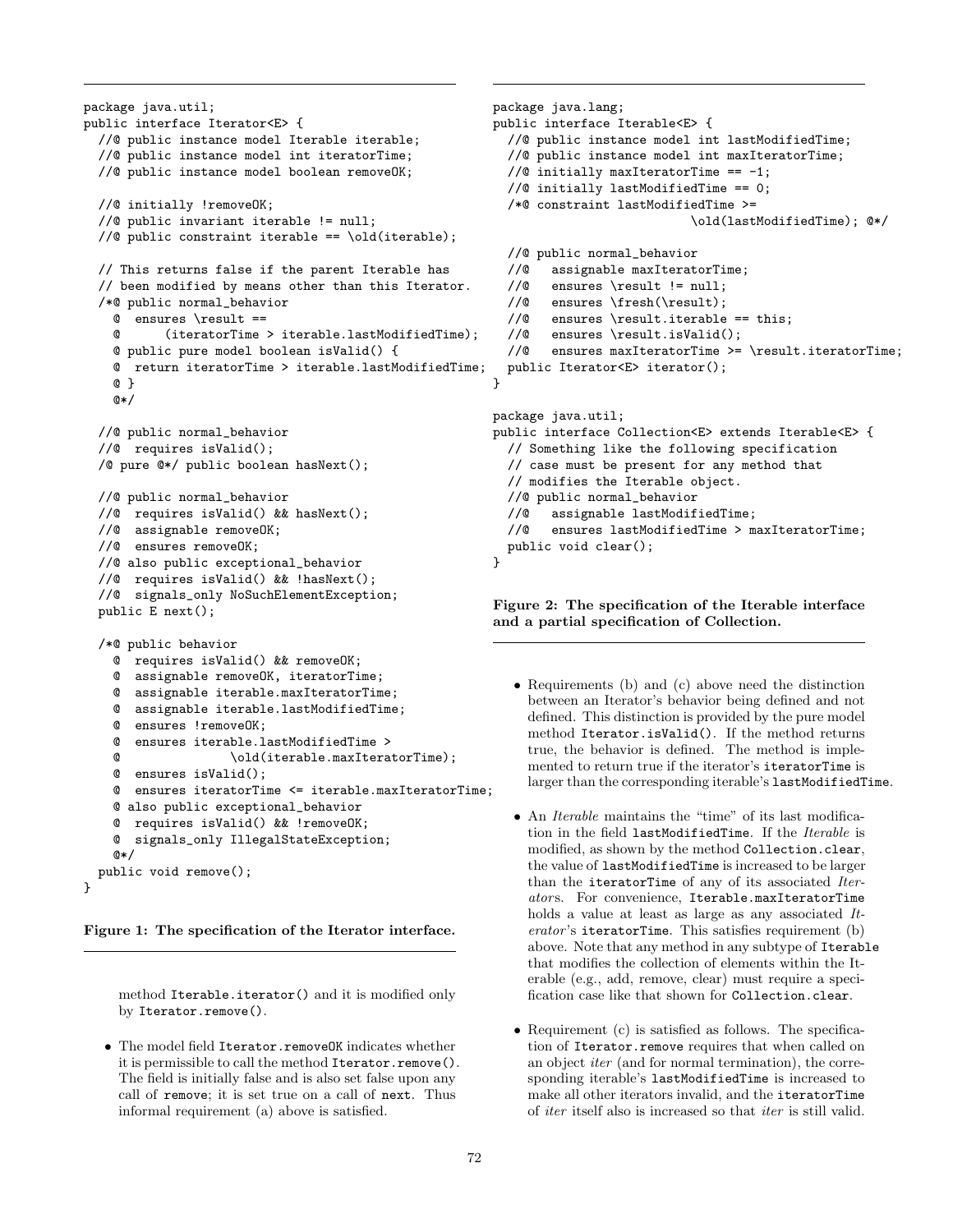```java
package java.util;
public interface Iterator<E> {
  //@ public instance model Iterable iterable;
  //@ public instance model int iteratorTime;
  //@ public instance model boolean removeOK;

  //@ initially !removeOK;
  //@ public invariant iterable != null;
  //@ public constraint iterable == \old(iterable);

  // This returns false if the parent Iterable has
  // been modified by means other than this Iterator.
  /*@ public normal_behavior
    @  ensures \result ==
    @      (iteratorTime > iterable.lastModifiedTime);
    @ public pure model boolean isValid() {
    @  return iteratorTime > iterable.lastModifiedTime;
    @ }
    @*/

  //@ public normal_behavior
  //@  requires isValid();
  /@ pure @*/ public boolean hasNext();

  //@ public normal_behavior
  //@  requires isValid() && hasNext();
  //@  assignable removeOK;
  //@  ensures removeOK;
  //@ also public exceptional_behavior
  //@  requires isValid() && !hasNext();
  //@  signals_only NoSuchElementException;
  public E next();

  /*@ public behavior
    @  requires isValid() && removeOK;
    @  assignable removeOK, iteratorTime;
    @  assignable iterable.maxIteratorTime;
    @  assignable iterable.lastModifiedTime;
    @  ensures !removeOK;
    @  ensures iterable.lastModifiedTime >
    @              \old(iterable.maxIteratorTime);
    @  ensures isValid();
    @  ensures iteratorTime <= iterable.maxIteratorTime;
    @ also public exceptional_behavior
    @  requires isValid() && !removeOK;
    @  signals_only IllegalStateException;
    @*/
  public void remove();
}
```

**Figure 1: The specification of the Iterator interface.**

method `Iterable.iterator()` and it is modified only by `Iterator.remove()`.

- The model field `Iterator.removeOK` indicates whether it is permissible to call the method `Iterator.remove()`. The field is initially false and is also set false upon any call of `remove`; it is set true on a call of `next`. Thus informal requirement (a) above is satisfied.

```java
package java.lang;
public interface Iterable<E> {
  //@ public instance model int lastModifiedTime;
  //@ public instance model int maxIteratorTime;
  //@ initially maxIteratorTime == -1;
  //@ initially lastModifiedTime == 0;
  /*@ constraint lastModifiedTime >=
                          \old(lastModifiedTime); @*/

  //@ public normal_behavior
  //@   assignable maxIteratorTime;
  //@   ensures \result != null;
  //@   ensures \fresh(\result);
  //@   ensures \result.iterable == this;
  //@   ensures \result.isValid();
  //@   ensures maxIteratorTime >= \result.iteratorTime;
  public Iterator<E> iterator();
}

package java.util;
public interface Collection<E> extends Iterable<E> {
  // Something like the following specification
  // case must be present for any method that
  // modifies the Iterable object.
  //@ public normal_behavior
  //@   assignable lastModifiedTime;
  //@   ensures lastModifiedTime > maxIteratorTime;
  public void clear();
}
```

**Figure 2: The specification of the Iterable interface and a partial specification of Collection.**

- Requirements (b) and (c) above need the distinction between an Iterator's behavior being defined and not defined. This distinction is provided by the pure model method `Iterator.isValid()`. If the method returns true, the behavior is defined. The method is implemented to return true if the iterator's `iteratorTime` is larger than the corresponding iterable's `lastModifiedTime`.

- An *Iterable* maintains the "time" of its last modification in the field `lastModifiedTime`. If the *Iterable* is modified, as shown by the method `Collection.clear`, the value of `lastModifiedTime` is increased to be larger than the `iteratorTime` of any of its associated *Iterators*. For convenience, `Iterable.maxIteratorTime` holds a value at least as large as any associated *Iterator*'s `iteratorTime`. This satisfies requirement (b) above. Note that any method in any subtype of `Iterable` that modifies the collection of elements within the Iterable (e.g., add, remove, clear) must require a specification case like that shown for `Collection.clear`.

- Requirement (c) is satisfied as follows. The specification of `Iterator.remove` requires that when called on an object *iter* (and for normal termination), the corresponding iterable's `lastModifiedTime` is increased to make all other iterators invalid, and the `iteratorTime` of *iter* itself also is increased so that *iter* is still valid.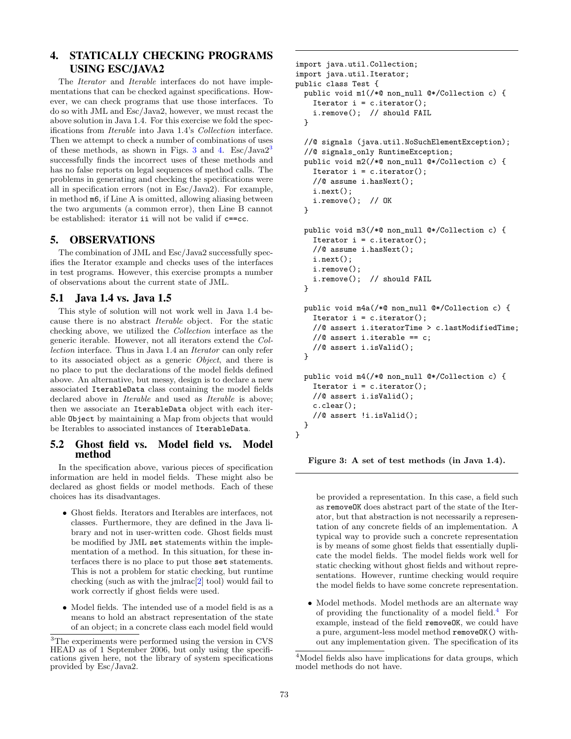# 4. STATICALLY CHECKING PROGRAMS USING ESC/JAVA2

The *Iterator* and *Iterable* interfaces do not have implementations that can be checked against specifications. However, we can check programs that use those interfaces. To do so with JML and Esc/Java2, however, we must recast the above solution in Java 1.4. For this exercise we fold the specifications from *Iterable* into Java 1.4's *Collection* interface. Then we attempt to check a number of combinations of uses of these methods, as shown in Figs. 3 and 4. Esc/Java2[3] successfully finds the incorrect uses of these methods and has no false reports on legal sequences of method calls. The problems in generating and checking the specifications were all in specification errors (not in Esc/Java2). For example, in method m6, if Line A is omitted, allowing aliasing between the two arguments (a common error), then Line B cannot be established: iterator ii will not be valid if c==cc.

# 5. OBSERVATIONS

The combination of JML and Esc/Java2 successfully specifies the Iterator example and checks uses of the interfaces in test programs. However, this exercise prompts a number of observations about the current state of JML.

## 5.1 Java 1.4 vs. Java 1.5

This style of solution will not work well in Java 1.4 because there is no abstract *Iterable* object. For the static checking above, we utilized the *Collection* interface as the generic iterable. However, not all iterators extend the *Collection* interface. Thus in Java 1.4 an *Iterator* can only refer to its associated object as a generic *Object*, and there is no place to put the declarations of the model fields defined above. An alternative, but messy, design is to declare a new associated IterableData class containing the model fields declared above in *Iterable* and used as *Iterable* is above; then we associate an IterableData object with each iterable Object by maintaining a Map from objects that would be Iterables to associated instances of IterableData.

## 5.2 Ghost field vs. Model field vs. Model method

In the specification above, various pieces of specification information are held in model fields. These might also be declared as ghost fields or model methods. Each of these choices has its disadvantages.

- Ghost fields. Iterators and Iterables are interfaces, not classes. Furthermore, they are defined in the Java library and not in user-written code. Ghost fields must be modified by JML set statements within the implementation of a method. In this situation, for these interfaces there is no place to put those set statements. This is not a problem for static checking, but runtime checking (such as with the jmlrac[2] tool) would fail to work correctly if ghost fields were used.

- Model fields. The intended use of a model field is as a means to hold an abstract representation of the state of an object; in a concrete class each model field would be provided a representation. In this case, a field such as removeOK does abstract part of the state of the Iterator, but that abstraction is not necessarily a representation of any concrete fields of an implementation. A typical way to provide such a concrete representation is by means of some ghost fields that essentially duplicate the model fields. The model fields work well for static checking without ghost fields and without representations. However, runtime checking would require the model fields to have some concrete representation.

- Model methods. Model methods are an alternate way of providing the functionality of a model field.[4] For example, instead of the field removeOK, we could have a pure, argument-less model method removeOK() without any implementation given. The specification of its

```
import java.util.Collection;
import java.util.Iterator;
public class Test {
  public void m1(/*@ non_null @*/Collection c) {
    Iterator i = c.iterator();
    i.remove();  // should FAIL
  }

  //@ signals (java.util.NoSuchElementException);
  //@ signals_only RuntimeException;
  public void m2(/*@ non_null @*/Collection c) {
    Iterator i = c.iterator();
    //@ assume i.hasNext();
    i.next();
    i.remove();  // OK
  }

  public void m3(/*@ non_null @*/Collection c) {
    Iterator i = c.iterator();
    //@ assume i.hasNext();
    i.next();
    i.remove();
    i.remove();  // should FAIL
  }

  public void m4a(/*@ non_null @*/Collection c) {
    Iterator i = c.iterator();
    //@ assert i.iteratorTime > c.lastModifiedTime;
    //@ assert i.iterable == c;
    //@ assert i.isValid();
  }

  public void m4(/*@ non_null @*/Collection c) {
    Iterator i = c.iterator();
    //@ assert i.isValid();
    c.clear();
    //@ assert !i.isValid();
  }
}
```

**Figure 3: A set of test methods (in Java 1.4).**

[3] The experiments were performed using the version in CVS HEAD as of 1 September 2006, but only using the specifications given here, not the library of system specifications provided by Esc/Java2.

[4] Model fields also have implications for data groups, which model methods do not have.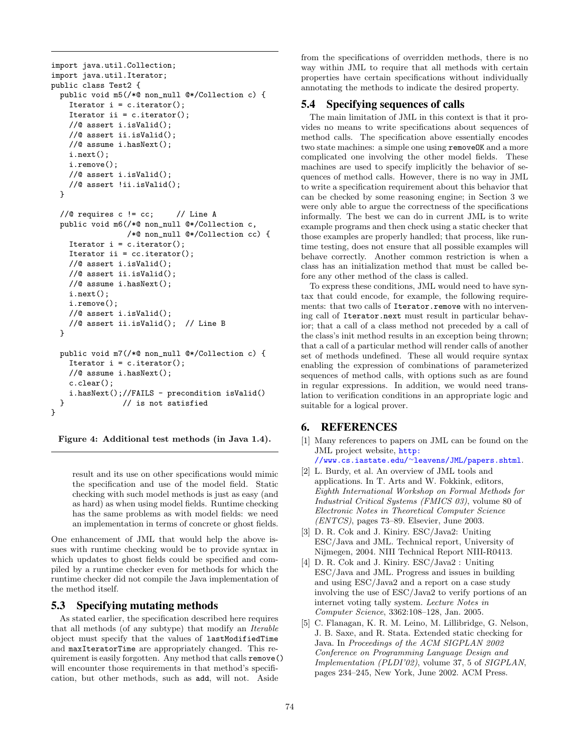```
import java.util.Collection;
import java.util.Iterator;
public class Test2 {
  public void m5(/*@ non_null @*/Collection c) {
    Iterator i = c.iterator();
    Iterator ii = c.iterator();
    //@ assert i.isValid();
    //@ assert ii.isValid();
    //@ assume i.hasNext();
    i.next();
    i.remove();
    //@ assert i.isValid();
    //@ assert !ii.isValid();
  }

  //@ requires c != cc;     // Line A
  public void m6(/*@ non_null @*/Collection c,
                /*@ non_null @*/Collection cc) {
    Iterator i = c.iterator();
    Iterator ii = cc.iterator();
    //@ assert i.isValid();
    //@ assert ii.isValid();
    //@ assume i.hasNext();
    i.next();
    i.remove();
    //@ assert i.isValid();
    //@ assert ii.isValid();  // Line B
  }

  public void m7(/*@ non_null @*/Collection c) {
    Iterator i = c.iterator();
    //@ assume i.hasNext();
    c.clear();
    i.hasNext();//FAILS - precondition isValid()
  }              // is not satisfied
}
```

**Figure 4: Additional test methods (in Java 1.4).**

result and its use on other specifications would mimic the specification and use of the model field. Static checking with such model methods is just as easy (and as hard) as when using model fields. Runtime checking has the same problems as with model fields: we need an implementation in terms of concrete or ghost fields.

One enhancement of JML that would help the above issues with runtime checking would be to provide syntax in which updates to ghost fields could be specified and compiled by a runtime checker even for methods for which the runtime checker did not compile the Java implementation of the method itself.

### 5.3 Specifying mutating methods

As stated earlier, the specification described here requires that all methods (of any subtype) that modify an *Iterable* object must specify that the values of `lastModifiedTime` and `maxIteratorTime` are appropriately changed. This requirement is easily forgotten. Any method that calls `remove()` will encounter those requirements in that method's specification, but other methods, such as `add`, will not. Aside from the specifications of overridden methods, there is no way within JML to require that all methods with certain properties have certain specifications without individually annotating the methods to indicate the desired property.

### 5.4 Specifying sequences of calls

The main limitation of JML in this context is that it provides no means to write specifications about sequences of method calls. The specification above essentially encodes two state machines: a simple one using `removeOK` and a more complicated one involving the other model fields. These machines are used to specify implicitly the behavior of sequences of method calls. However, there is no way in JML to write a specification requirement about this behavior that can be checked by some reasoning engine; in Section 3 we were only able to argue the correctness of the specifications informally. The best we can do in current JML is to write example programs and then check using a static checker that those examples are properly handled; that process, like runtime testing, does not ensure that all possible examples will behave correctly. Another common restriction is when a class has an initialization method that must be called before any other method of the class is called.

To express these conditions, JML would need to have syntax that could encode, for example, the following requirements: that two calls of `Iterator.remove` with no intervening call of `Iterator.next` must result in particular behavior; that a call of a class method not preceded by a call of the class's init method results in an exception being thrown; that a call of a particular method will render calls of another set of methods undefined. These all would require syntax enabling the expression of combinations of parameterized sequences of method calls, with options such as are found in regular expressions. In addition, we would need translation to verification conditions in an appropriate logic and suitable for a logical prover.

## 6. REFERENCES

[1] Many references to papers on JML can be found on the JML project website, http://www.cs.iastate.edu/~leavens/JML/papers.shtml.

[2] L. Burdy, et al. An overview of JML tools and applications. In T. Arts and W. Fokkink, editors, *Eighth International Workshop on Formal Methods for Industrial Critical Systems (FMICS 03)*, volume 80 of *Electronic Notes in Theoretical Computer Science (ENTCS)*, pages 73–89. Elsevier, June 2003.

[3] D. R. Cok and J. Kiniry. ESC/Java2: Uniting ESC/Java and JML. Technical report, University of Nijmegen, 2004. NIII Technical Report NIII-R0413.

[4] D. R. Cok and J. Kiniry. ESC/Java2 : Uniting ESC/Java and JML. Progress and issues in building and using ESC/Java2 and a report on a case study involving the use of ESC/Java2 to verify portions of an internet voting tally system. *Lecture Notes in Computer Science*, 3362:108–128, Jan. 2005.

[5] C. Flanagan, K. R. M. Leino, M. Lillibridge, G. Nelson, J. B. Saxe, and R. Stata. Extended static checking for Java. In *Proceedings of the ACM SIGPLAN 2002 Conference on Programming Language Design and Implementation (PLDI'02)*, volume 37, 5 of *SIGPLAN*, pages 234–245, New York, June 2002. ACM Press.